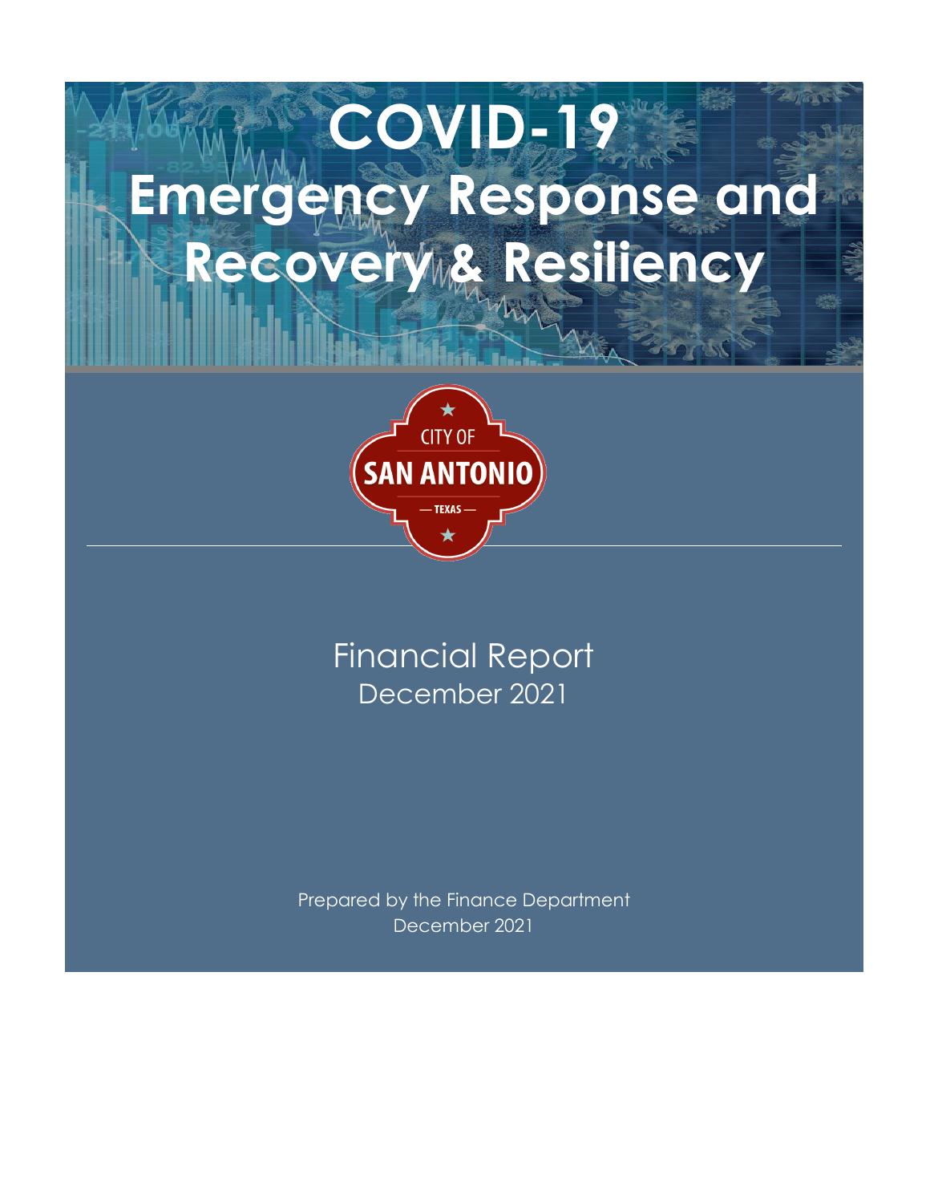# COVID-19 Emergency Response and Recovery & Resiliency

CITY OF SAN ANTONIO — TEXAS —

Financial Report
December 2021

Prepared by the Finance Department
December 2021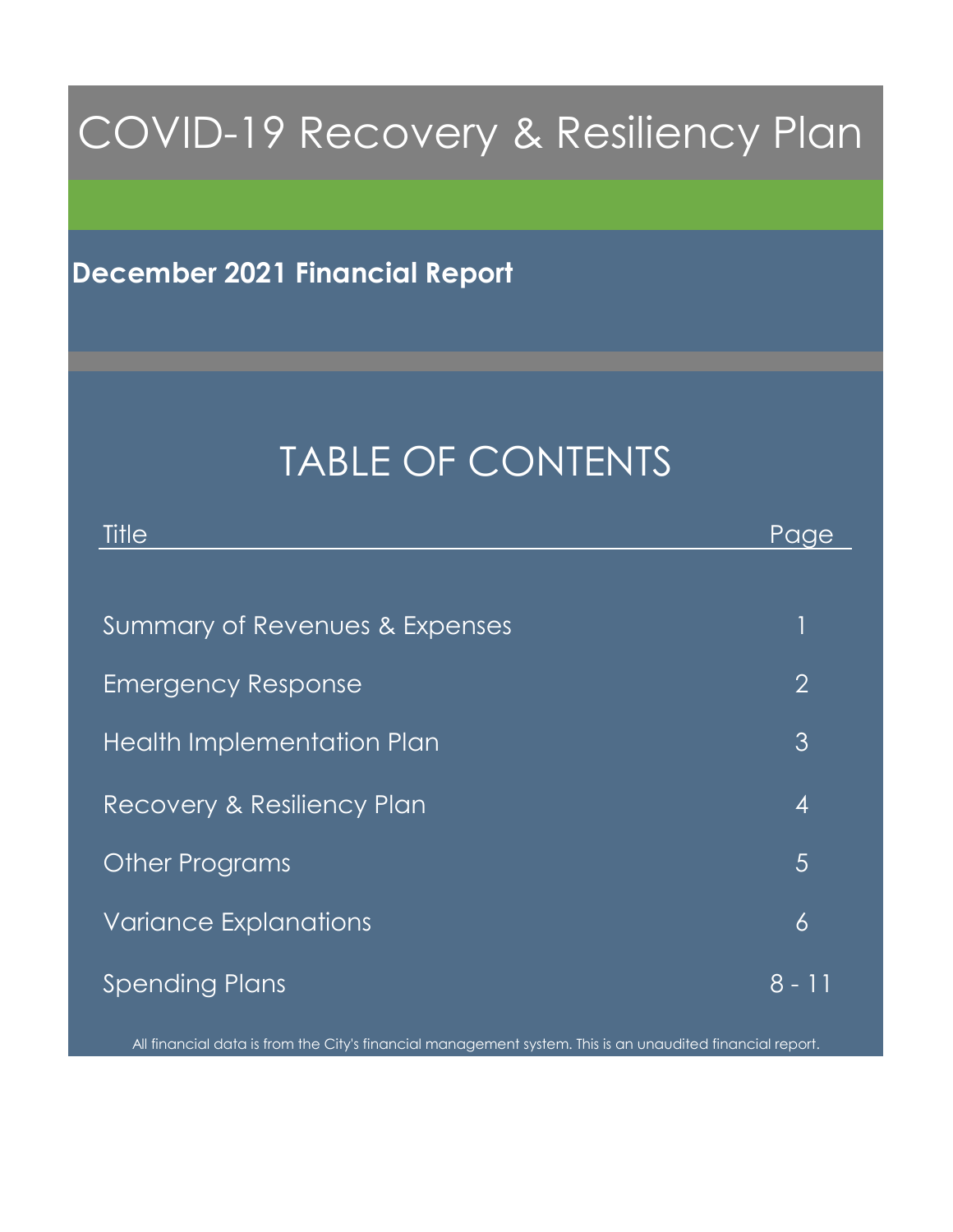# COVID-19 Recovery & Resiliency Plan

## December 2021 Financial Report

## TABLE OF CONTENTS

| Title | Page |
|---|---|
| Summary of Revenues & Expenses | 1 |
| Emergency Response | 2 |
| Health Implementation Plan | 3 |
| Recovery & Resiliency Plan | 4 |
| Other Programs | 5 |
| Variance Explanations | 6 |
| Spending Plans | 8 - 11 |

All financial data is from the City's financial management system. This is an unaudited financial report.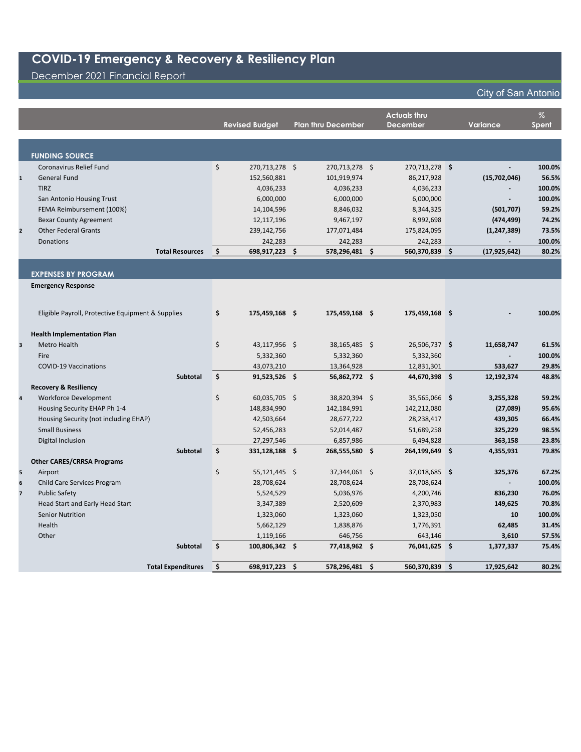# COVID-19 Emergency & Recovery & Resiliency Plan

December 2021 Financial Report

City of San Antonio

| | | Revised Budget | Plan thru December | Actuals thru December | Variance | % Spent |
|---|---|---|---|---|---|---|
| | **FUNDING SOURCE** | | | | | |
| | Coronavirus Relief Fund | $ 270,713,278 | $ 270,713,278 | $ 270,713,278 | **$ -** | **100.0%** |
| 1 | General Fund | 152,560,881 | 101,919,974 | 86,217,928 | **(15,702,046)** | **56.5%** |
| | TIRZ | 4,036,233 | 4,036,233 | 4,036,233 | **-** | **100.0%** |
| | San Antonio Housing Trust | 6,000,000 | 6,000,000 | 6,000,000 | **-** | **100.0%** |
| | FEMA Reimbursement (100%) | 14,104,596 | 8,846,032 | 8,344,325 | **(501,707)** | **59.2%** |
| | Bexar County Agreement | 12,117,196 | 9,467,197 | 8,992,698 | **(474,499)** | **74.2%** |
| 2 | Other Federal Grants | 239,142,756 | 177,071,484 | 175,824,095 | **(1,247,389)** | **73.5%** |
| | Donations | 242,283 | 242,283 | 242,283 | **-** | **100.0%** |
| | **Total Resources** | **$ 698,917,223** | **$ 578,296,481** | **$ 560,370,839** | **$ (17,925,642)** | **80.2%** |
| | **EXPENSES BY PROGRAM** | | | | | |
| | **Emergency Response** | | | | | |
| | Eligible Payroll, Protective Equipment & Supplies | **$ 175,459,168** | **$ 175,459,168** | **$ 175,459,168** | **$ -** | **100.0%** |
| | **Health Implementation Plan** | | | | | |
| 3 | Metro Health | $ 43,117,956 | $ 38,165,485 | $ 26,506,737 | **$ 11,658,747** | **61.5%** |
| | Fire | 5,332,360 | 5,332,360 | 5,332,360 | **-** | **100.0%** |
| | COVID-19 Vaccinations | 43,073,210 | 13,364,928 | 12,831,301 | **533,627** | **29.8%** |
| | **Subtotal** | **$ 91,523,526** | **$ 56,862,772** | **$ 44,670,398** | **$ 12,192,374** | **48.8%** |
| | **Recovery & Resiliency** | | | | | |
| 4 | Workforce Development | $ 60,035,705 | $ 38,820,394 | $ 35,565,066 | **$ 3,255,328** | **59.2%** |
| | Housing Security EHAP Ph 1-4 | 148,834,990 | 142,184,991 | 142,212,080 | **(27,089)** | **95.6%** |
| | Housing Security (not including EHAP) | 42,503,664 | 28,677,722 | 28,238,417 | **439,305** | **66.4%** |
| | Small Business | 52,456,283 | 52,014,487 | 51,689,258 | **325,229** | **98.5%** |
| | Digital Inclusion | 27,297,546 | 6,857,986 | 6,494,828 | **363,158** | **23.8%** |
| | **Subtotal** | **$ 331,128,188** | **$ 268,555,580** | **$ 264,199,649** | **$ 4,355,931** | **79.8%** |
| | **Other CARES/CRRSA Programs** | | | | | |
| 5 | Airport | $ 55,121,445 | $ 37,344,061 | $ 37,018,685 | **$ 325,376** | **67.2%** |
| 6 | Child Care Services Program | 28,708,624 | 28,708,624 | 28,708,624 | **-** | **100.0%** |
| 7 | Public Safety | 5,524,529 | 5,036,976 | 4,200,746 | **836,230** | **76.0%** |
| | Head Start and Early Head Start | 3,347,389 | 2,520,609 | 2,370,983 | **149,625** | **70.8%** |
| | Senior Nutrition | 1,323,060 | 1,323,060 | 1,323,050 | **10** | **100.0%** |
| | Health | 5,662,129 | 1,838,876 | 1,776,391 | **62,485** | **31.4%** |
| | Other | 1,119,166 | 646,756 | 643,146 | **3,610** | **57.5%** |
| | **Subtotal** | **$ 100,806,342** | **$ 77,418,962** | **$ 76,041,625** | **$ 1,377,337** | **75.4%** |
| | **Total Expenditures** | **$ 698,917,223** | **$ 578,296,481** | **$ 560,370,839** | **$ 17,925,642** | **80.2%** |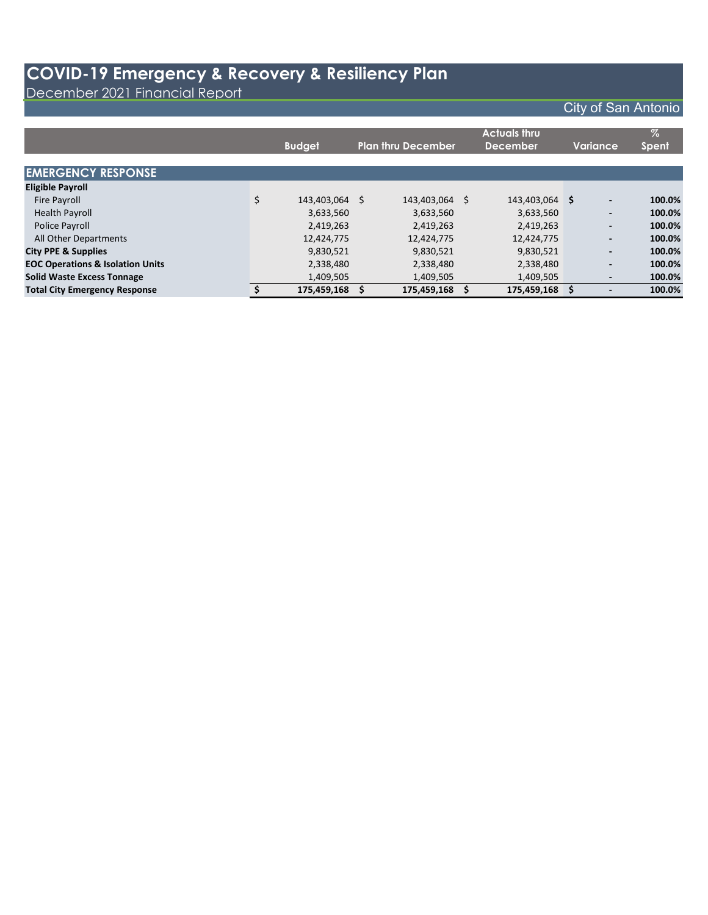# COVID-19 Emergency & Recovery & Resiliency Plan

December 2021 Financial Report

City of San Antonio

| | Budget | Plan thru December | Actuals thru December | Variance | % Spent |
|---|---|---|---|---|---|
| **EMERGENCY RESPONSE** | | | | | |
| **Eligible Payroll** | | | | | |
| Fire Payroll | $ 143,403,064 | $ 143,403,064 | $ 143,403,064 | $ - | **100.0%** |
| Health Payroll | 3,633,560 | 3,633,560 | 3,633,560 | - | **100.0%** |
| Police Payroll | 2,419,263 | 2,419,263 | 2,419,263 | - | **100.0%** |
| All Other Departments | 12,424,775 | 12,424,775 | 12,424,775 | - | **100.0%** |
| **City PPE & Supplies** | 9,830,521 | 9,830,521 | 9,830,521 | - | **100.0%** |
| **EOC Operations & Isolation Units** | 2,338,480 | 2,338,480 | 2,338,480 | - | **100.0%** |
| **Solid Waste Excess Tonnage** | 1,409,505 | 1,409,505 | 1,409,505 | - | **100.0%** |
| **Total City Emergency Response** | **$ 175,459,168** | **$ 175,459,168** | **$ 175,459,168** | **$ -** | **100.0%** |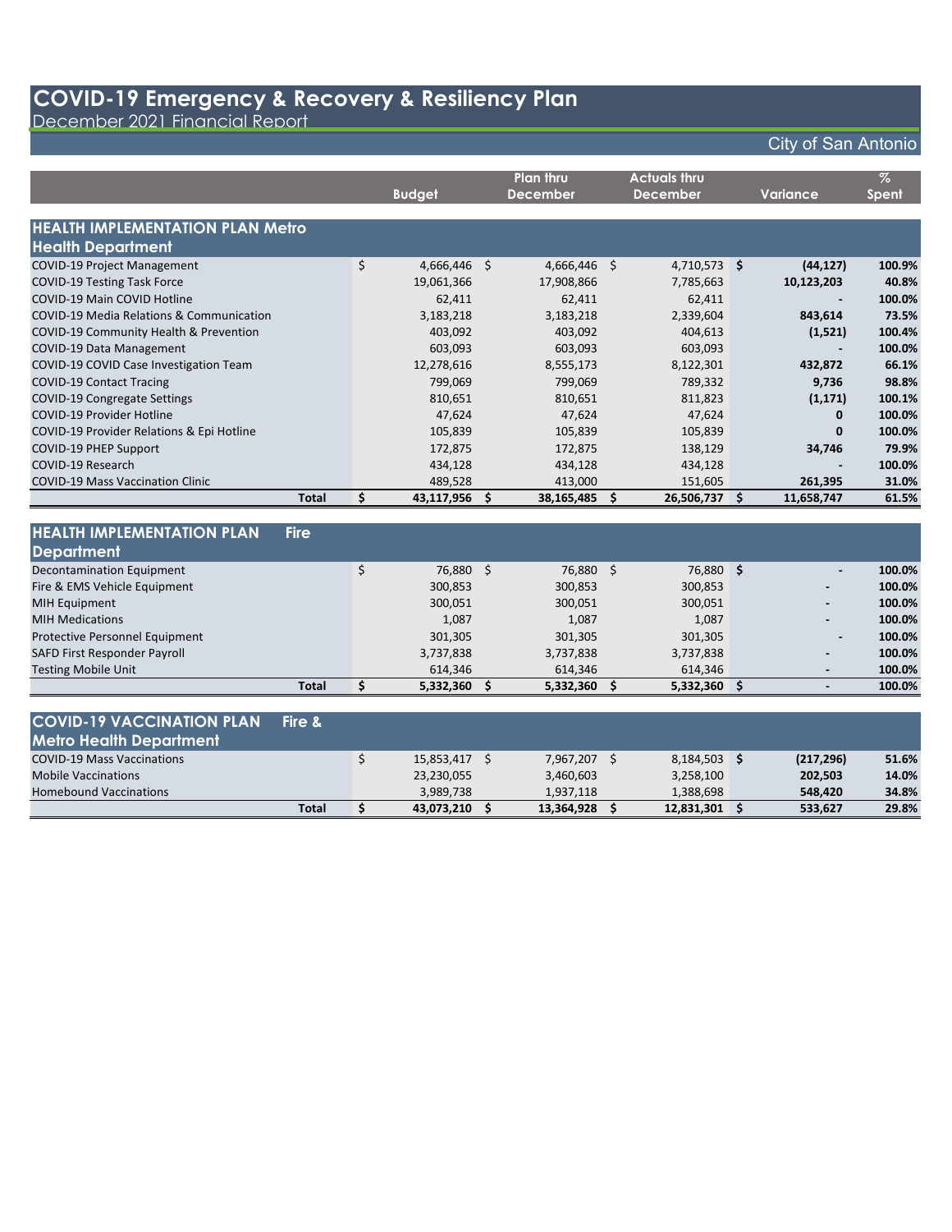# COVID-19 Emergency & Recovery & Resiliency Plan

December 2021 Financial Report

City of San Antonio

| | Budget | Plan thru December | Actuals thru December | Variance | % Spent |
|---|---|---|---|---|---|
| **HEALTH IMPLEMENTATION PLAN Metro Health Department** | | | | | |
| COVID-19 Project Management | $ 4,666,446 | $ 4,666,446 | $ 4,710,573 | $ (44,127) | 100.9% |
| COVID-19 Testing Task Force | 19,061,366 | 17,908,866 | 7,785,663 | 10,123,203 | 40.8% |
| COVID-19 Main COVID Hotline | 62,411 | 62,411 | 62,411 | - | 100.0% |
| COVID-19 Media Relations & Communication | 3,183,218 | 3,183,218 | 2,339,604 | 843,614 | 73.5% |
| COVID-19 Community Health & Prevention | 403,092 | 403,092 | 404,613 | (1,521) | 100.4% |
| COVID-19 Data Management | 603,093 | 603,093 | 603,093 | - | 100.0% |
| COVID-19 COVID Case Investigation Team | 12,278,616 | 8,555,173 | 8,122,301 | 432,872 | 66.1% |
| COVID-19 Contact Tracing | 799,069 | 799,069 | 789,332 | 9,736 | 98.8% |
| COVID-19 Congregate Settings | 810,651 | 810,651 | 811,823 | (1,171) | 100.1% |
| COVID-19 Provider Hotline | 47,624 | 47,624 | 47,624 | 0 | 100.0% |
| COVID-19 Provider Relations & Epi Hotline | 105,839 | 105,839 | 105,839 | 0 | 100.0% |
| COVID-19 PHEP Support | 172,875 | 172,875 | 138,129 | 34,746 | 79.9% |
| COVID-19 Research | 434,128 | 434,128 | 434,128 | - | 100.0% |
| COVID-19 Mass Vaccination Clinic | 489,528 | 413,000 | 151,605 | 261,395 | 31.0% |
| **Total** | **$ 43,117,956** | **$ 38,165,485** | **$ 26,506,737** | **$ 11,658,747** | **61.5%** |
| **HEALTH IMPLEMENTATION PLAN Fire Department** | | | | | |
| Decontamination Equipment | $ 76,880 | $ 76,880 | $ 76,880 | $ - | 100.0% |
| Fire & EMS Vehicle Equipment | 300,853 | 300,853 | 300,853 | - | 100.0% |
| MIH Equipment | 300,051 | 300,051 | 300,051 | - | 100.0% |
| MIH Medications | 1,087 | 1,087 | 1,087 | - | 100.0% |
| Protective Personnel Equipment | 301,305 | 301,305 | 301,305 | - | 100.0% |
| SAFD First Responder Payroll | 3,737,838 | 3,737,838 | 3,737,838 | - | 100.0% |
| Testing Mobile Unit | 614,346 | 614,346 | 614,346 | - | 100.0% |
| **Total** | **$ 5,332,360** | **$ 5,332,360** | **$ 5,332,360** | **$ -** | **100.0%** |
| **COVID-19 VACCINATION PLAN Fire & Metro Health Department** | | | | | |
| COVID-19 Mass Vaccinations | $ 15,853,417 | $ 7,967,207 | $ 8,184,503 | $ (217,296) | 51.6% |
| Mobile Vaccinations | 23,230,055 | 3,460,603 | 3,258,100 | 202,503 | 14.0% |
| Homebound Vaccinations | 3,989,738 | 1,937,118 | 1,388,698 | 548,420 | 34.8% |
| **Total** | **$ 43,073,210** | **$ 13,364,928** | **$ 12,831,301** | **$ 533,627** | **29.8%** |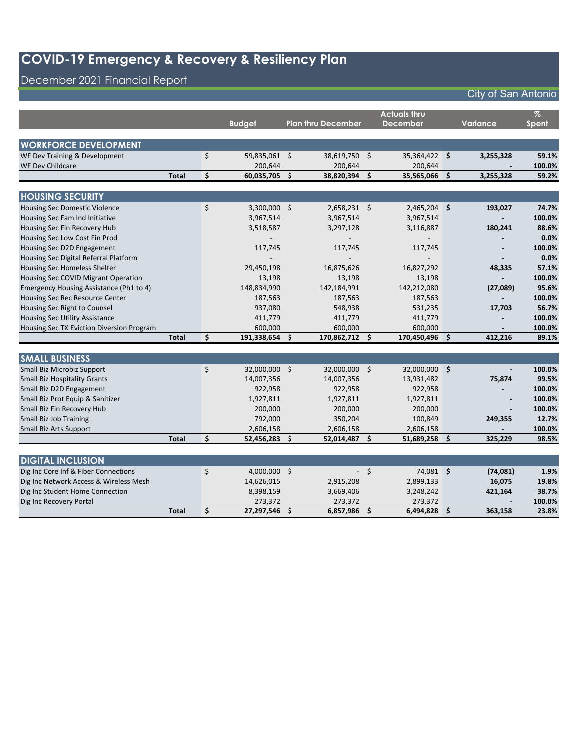# COVID-19 Emergency & Recovery & Resiliency Plan

## December 2021 Financial Report

City of San Antonio

| | Budget | Plan thru December | Actuals thru December | Variance | % Spent |
|---|---|---|---|---|---|
| **WORKFORCE DEVELOPMENT** | | | | | |
| WF Dev Training & Development | $ 59,835,061 | $ 38,619,750 | $ 35,364,422 | **$ 3,255,328** | **59.1%** |
| WF Dev Childcare | 200,644 | 200,644 | 200,644 | **-** | **100.0%** |
| **Total** | **$ 60,035,705** | **$ 38,820,394** | **$ 35,565,066** | **$ 3,255,328** | **59.2%** |
| **HOUSING SECURITY** | | | | | |
| Housing Sec Domestic Violence | $ 3,300,000 | $ 2,658,231 | $ 2,465,204 | **$ 193,027** | **74.7%** |
| Housing Sec Fam Ind Initiative | 3,967,514 | 3,967,514 | 3,967,514 | **-** | **100.0%** |
| Housing Sec Fin Recovery Hub | 3,518,587 | 3,297,128 | 3,116,887 | **180,241** | **88.6%** |
| Housing Sec Low Cost Fin Prod | - | - | - | **-** | **0.0%** |
| Housing Sec D2D Engagement | 117,745 | 117,745 | 117,745 | **-** | **100.0%** |
| Housing Sec Digital Referral Platform | - | - | - | **-** | **0.0%** |
| Housing Sec Homeless Shelter | 29,450,198 | 16,875,626 | 16,827,292 | **48,335** | **57.1%** |
| Housing Sec COVID Migrant Operation | 13,198 | 13,198 | 13,198 | **-** | **100.0%** |
| Emergency Housing Assistance (Ph1 to 4) | 148,834,990 | 142,184,991 | 142,212,080 | **(27,089)** | **95.6%** |
| Housing Sec Rec Resource Center | 187,563 | 187,563 | 187,563 | **-** | **100.0%** |
| Housing Sec Right to Counsel | 937,080 | 548,938 | 531,235 | **17,703** | **56.7%** |
| Housing Sec Utility Assistance | 411,779 | 411,779 | 411,779 | **-** | **100.0%** |
| Housing Sec TX Eviction Diversion Program | 600,000 | 600,000 | 600,000 | **-** | **100.0%** |
| **Total** | **$ 191,338,654** | **$ 170,862,712** | **$ 170,450,496** | **$ 412,216** | **89.1%** |
| **SMALL BUSINESS** | | | | | |
| Small Biz Microbiz Support | $ 32,000,000 | $ 32,000,000 | $ 32,000,000 | **$ -** | **100.0%** |
| Small Biz Hospitality Grants | 14,007,356 | 14,007,356 | 13,931,482 | **75,874** | **99.5%** |
| Small Biz D2D Engagement | 922,958 | 922,958 | 922,958 | **-** | **100.0%** |
| Small Biz Prot Equip & Sanitizer | 1,927,811 | 1,927,811 | 1,927,811 | **-** | **100.0%** |
| Small Biz Fin Recovery Hub | 200,000 | 200,000 | 200,000 | **-** | **100.0%** |
| Small Biz Job Training | 792,000 | 350,204 | 100,849 | **249,355** | **12.7%** |
| Small Biz Arts Support | 2,606,158 | 2,606,158 | 2,606,158 | **-** | **100.0%** |
| **Total** | **$ 52,456,283** | **$ 52,014,487** | **$ 51,689,258** | **$ 325,229** | **98.5%** |
| **DIGITAL INCLUSION** | | | | | |
| Dig Inc Core Inf & Fiber Connections | $ 4,000,000 | $ - | $ 74,081 | **$ (74,081)** | **1.9%** |
| Dig Inc Network Access & Wireless Mesh | 14,626,015 | 2,915,208 | 2,899,133 | **16,075** | **19.8%** |
| Dig Inc Student Home Connection | 8,398,159 | 3,669,406 | 3,248,242 | **421,164** | **38.7%** |
| Dig Inc Recovery Portal | 273,372 | 273,372 | 273,372 | **-** | **100.0%** |
| **Total** | **$ 27,297,546** | **$ 6,857,986** | **$ 6,494,828** | **$ 363,158** | **23.8%** |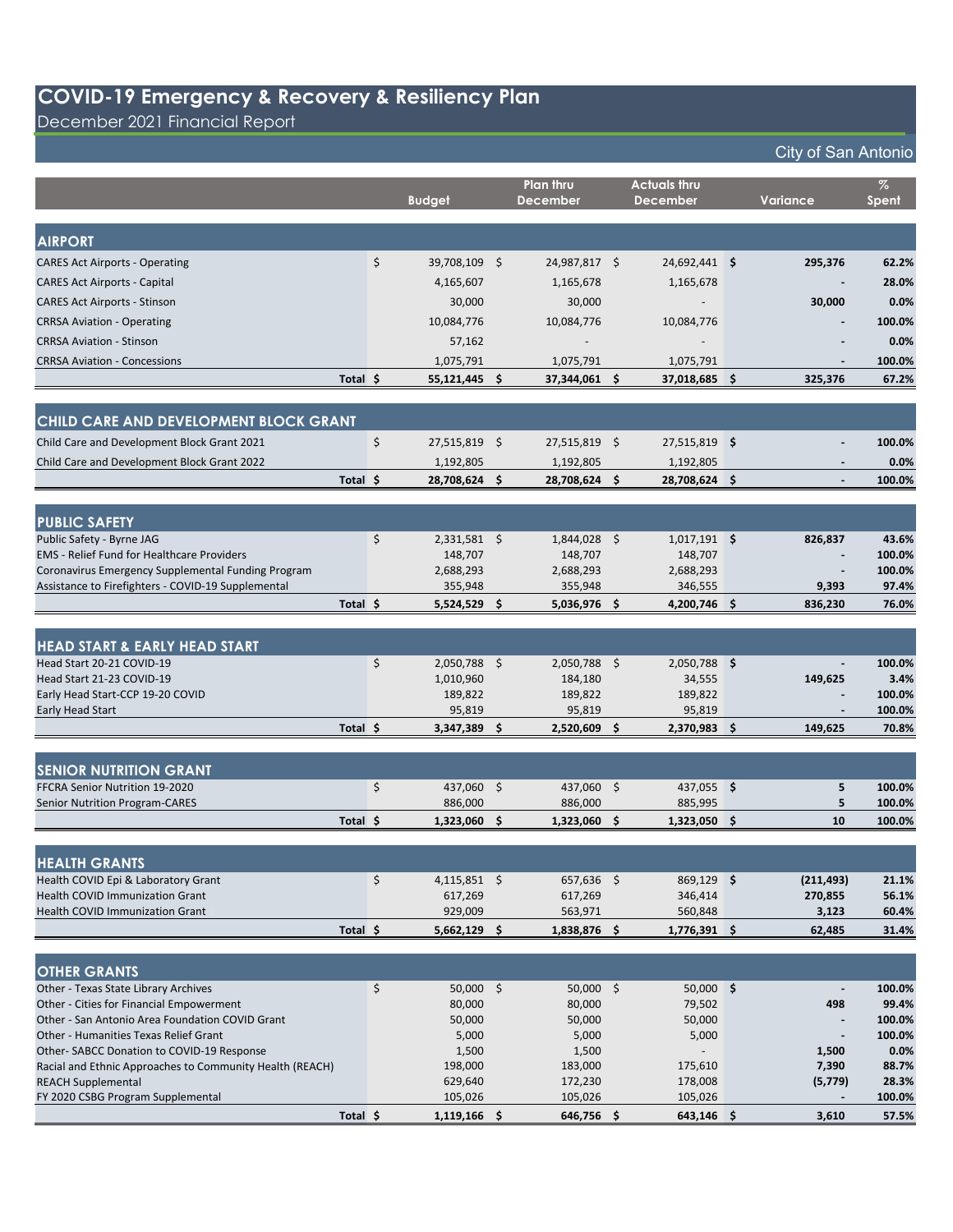# COVID-19 Emergency & Recovery & Resiliency Plan

December 2021 Financial Report

City of San Antonio

| | Budget | Plan thru December | Actuals thru December | Variance | % Spent |
|---|---|---|---|---|---|
| **AIRPORT** | | | | | |
| CARES Act Airports - Operating | $ 39,708,109 | $ 24,987,817 | $ 24,692,441 | $ 295,376 | 62.2% |
| CARES Act Airports - Capital | 4,165,607 | 1,165,678 | 1,165,678 | - | 28.0% |
| CARES Act Airports - Stinson | 30,000 | 30,000 | - | 30,000 | 0.0% |
| CRRSA Aviation - Operating | 10,084,776 | 10,084,776 | 10,084,776 | - | 100.0% |
| CRRSA Aviation - Stinson | 57,162 | - | - | - | 0.0% |
| CRRSA Aviation - Concessions | 1,075,791 | 1,075,791 | 1,075,791 | - | 100.0% |
| **Total** | **$ 55,121,445** | **$ 37,344,061** | **$ 37,018,685** | **$ 325,376** | **67.2%** |
| **CHILD CARE AND DEVELOPMENT BLOCK GRANT** | | | | | |
| Child Care and Development Block Grant 2021 | $ 27,515,819 | $ 27,515,819 | $ 27,515,819 | $ - | 100.0% |
| Child Care and Development Block Grant 2022 | 1,192,805 | 1,192,805 | 1,192,805 | - | 0.0% |
| **Total** | **$ 28,708,624** | **$ 28,708,624** | **$ 28,708,624** | **$ -** | **100.0%** |
| **PUBLIC SAFETY** | | | | | |
| Public Safety - Byrne JAG | $ 2,331,581 | $ 1,844,028 | $ 1,017,191 | $ 826,837 | 43.6% |
| EMS - Relief Fund for Healthcare Providers | 148,707 | 148,707 | 148,707 | - | 100.0% |
| Coronavirus Emergency Supplemental Funding Program | 2,688,293 | 2,688,293 | 2,688,293 | - | 100.0% |
| Assistance to Firefighters - COVID-19 Supplemental | 355,948 | 355,948 | 346,555 | 9,393 | 97.4% |
| **Total** | **$ 5,524,529** | **$ 5,036,976** | **$ 4,200,746** | **$ 836,230** | **76.0%** |
| **HEAD START & EARLY HEAD START** | | | | | |
| Head Start 20-21 COVID-19 | $ 2,050,788 | $ 2,050,788 | $ 2,050,788 | $ - | 100.0% |
| Head Start 21-23 COVID-19 | 1,010,960 | 184,180 | 34,555 | 149,625 | 3.4% |
| Early Head Start-CCP 19-20 COVID | 189,822 | 189,822 | 189,822 | - | 100.0% |
| Early Head Start | 95,819 | 95,819 | 95,819 | - | 100.0% |
| **Total** | **$ 3,347,389** | **$ 2,520,609** | **$ 2,370,983** | **$ 149,625** | **70.8%** |
| **SENIOR NUTRITION GRANT** | | | | | |
| FFCRA Senior Nutrition 19-2020 | $ 437,060 | $ 437,060 | $ 437,055 | $ 5 | 100.0% |
| Senior Nutrition Program-CARES | 886,000 | 886,000 | 885,995 | 5 | 100.0% |
| **Total** | **$ 1,323,060** | **$ 1,323,060** | **$ 1,323,050** | **$ 10** | **100.0%** |
| **HEALTH GRANTS** | | | | | |
| Health COVID Epi & Laboratory Grant | $ 4,115,851 | $ 657,636 | $ 869,129 | $ (211,493) | 21.1% |
| Health COVID Immunization Grant | 617,269 | 617,269 | 346,414 | 270,855 | 56.1% |
| Health COVID Immunization Grant | 929,009 | 563,971 | 560,848 | 3,123 | 60.4% |
| **Total** | **$ 5,662,129** | **$ 1,838,876** | **$ 1,776,391** | **$ 62,485** | **31.4%** |
| **OTHER GRANTS** | | | | | |
| Other - Texas State Library Archives | $ 50,000 | $ 50,000 | $ 50,000 | $ - | 100.0% |
| Other - Cities for Financial Empowerment | 80,000 | 80,000 | 79,502 | 498 | 99.4% |
| Other - San Antonio Area Foundation COVID Grant | 50,000 | 50,000 | 50,000 | - | 100.0% |
| Other - Humanities Texas Relief Grant | 5,000 | 5,000 | 5,000 | - | 100.0% |
| Other- SABCC Donation to COVID-19 Response | 1,500 | 1,500 | - | 1,500 | 0.0% |
| Racial and Ethnic Approaches to Community Health (REACH) | 198,000 | 183,000 | 175,610 | 7,390 | 88.7% |
| REACH Supplemental | 629,640 | 172,230 | 178,008 | (5,779) | 28.3% |
| FY 2020 CSBG Program Supplemental | 105,026 | 105,026 | 105,026 | - | 100.0% |
| **Total** | **$ 1,119,166** | **$ 646,756** | **$ 643,146** | **$ 3,610** | **57.5%** |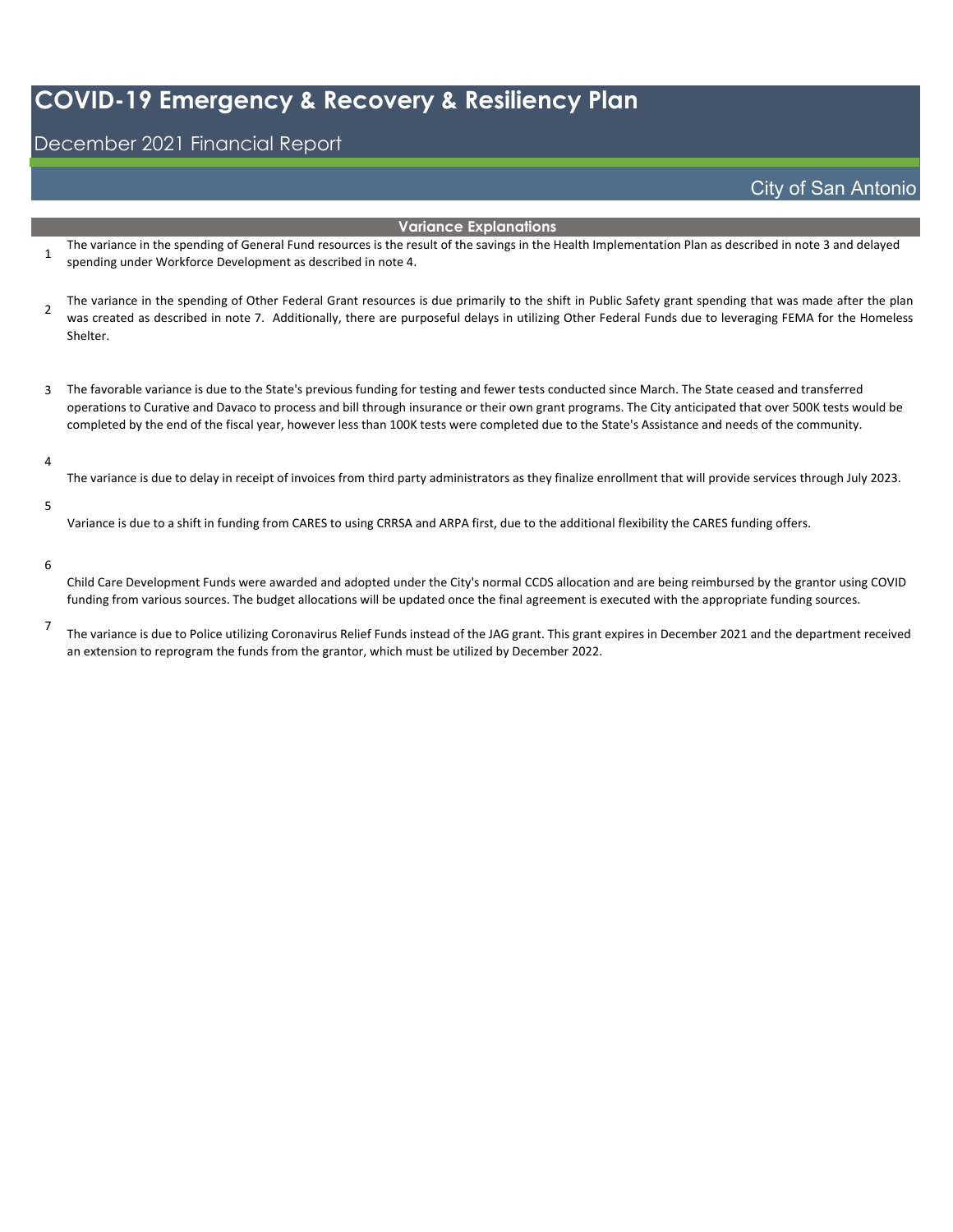# COVID-19 Emergency & Recovery & Resiliency Plan

## December 2021 Financial Report

City of San Antonio

### Variance Explanations

1. The variance in the spending of General Fund resources is the result of the savings in the Health Implementation Plan as described in note 3 and delayed spending under Workforce Development as described in note 4.

2. The variance in the spending of Other Federal Grant resources is due primarily to the shift in Public Safety grant spending that was made after the plan was created as described in note 7. Additionally, there are purposeful delays in utilizing Other Federal Funds due to leveraging FEMA for the Homeless Shelter.

3. The favorable variance is due to the State's previous funding for testing and fewer tests conducted since March. The State ceased and transferred operations to Curative and Davaco to process and bill through insurance or their own grant programs. The City anticipated that over 500K tests would be completed by the end of the fiscal year, however less than 100K tests were completed due to the State's Assistance and needs of the community.

4. The variance is due to delay in receipt of invoices from third party administrators as they finalize enrollment that will provide services through July 2023.

5. Variance is due to a shift in funding from CARES to using CRRSA and ARPA first, due to the additional flexibility the CARES funding offers.

6. Child Care Development Funds were awarded and adopted under the City's normal CCDS allocation and are being reimbursed by the grantor using COVID funding from various sources. The budget allocations will be updated once the final agreement is executed with the appropriate funding sources.

7. The variance is due to Police utilizing Coronavirus Relief Funds instead of the JAG grant. This grant expires in December 2021 and the department received an extension to reprogram the funds from the grantor, which must be utilized by December 2022.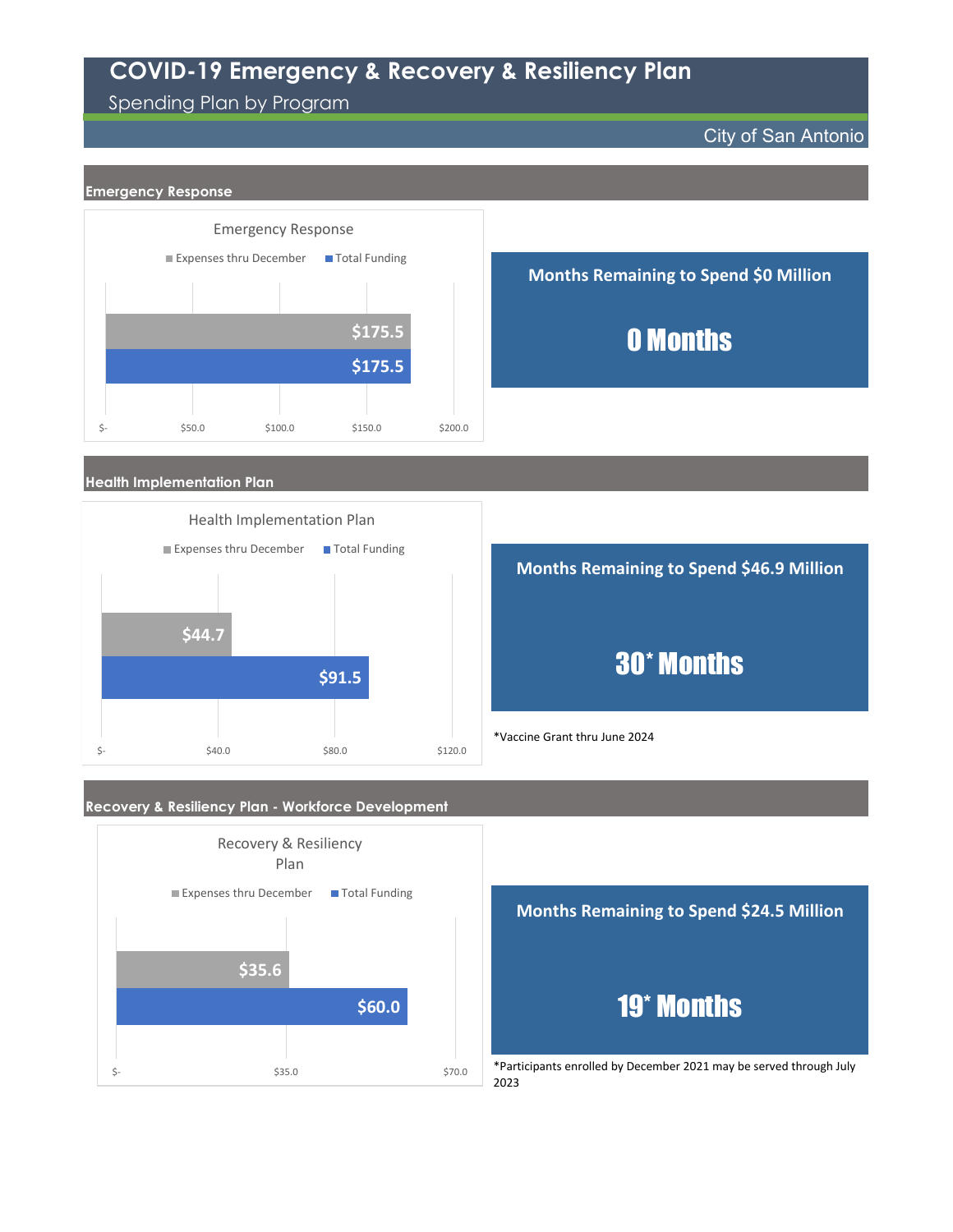# COVID-19 Emergency & Recovery & Resiliency Plan

Spending Plan by Program

City of San Antonio

## Emergency Response

**Emergency Response**

| | Expenses thru December | Total Funding |
|---|---|---|
| Emergency Response | $175.5 | $175.5 |

**Months Remaining to Spend $0 Million**

**0 Months**

## Health Implementation Plan

**Health Implementation Plan**

| | Expenses thru December | Total Funding |
|---|---|---|
| Health Implementation Plan | $44.7 | $91.5 |

**Months Remaining to Spend $46.9 Million**

**30* Months**

*Vaccine Grant thru June 2024

## Recovery & Resiliency Plan - Workforce Development

**Recovery & Resiliency Plan**

| | Expenses thru December | Total Funding |
|---|---|---|
| Recovery & Resiliency Plan | $35.6 | $60.0 |

**Months Remaining to Spend $24.5 Million**

**19* Months**

*Participants enrolled by December 2021 may be served through July 2023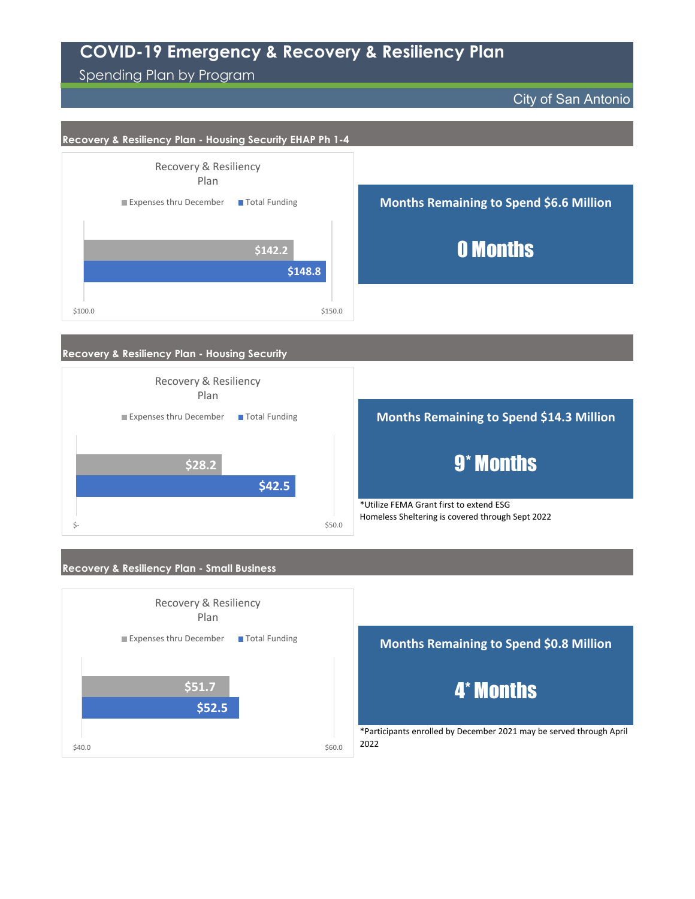# COVID-19 Emergency & Recovery & Resiliency Plan

Spending Plan by Program

City of San Antonio

## Recovery & Resiliency Plan - Housing Security EHAP Ph 1-4

Recovery & Resiliency Plan

| | Amount |
|---|---|
| Expenses thru December | $142.2 |
| Total Funding | $148.8 |

**Months Remaining to Spend $6.6 Million**

**0 Months**

## Recovery & Resiliency Plan - Housing Security

Recovery & Resiliency Plan

| | Amount |
|---|---|
| Expenses thru December | $28.2 |
| Total Funding | $42.5 |

**Months Remaining to Spend $14.3 Million**

**9* Months**

*Utilize FEMA Grant first to extend ESG Homeless Sheltering is covered through Sept 2022

## Recovery & Resiliency Plan - Small Business

Recovery & Resiliency Plan

| | Amount |
|---|---|
| Expenses thru December | $51.7 |
| Total Funding | $52.5 |

**Months Remaining to Spend $0.8 Million**

**4* Months**

*Participants enrolled by December 2021 may be served through April 2022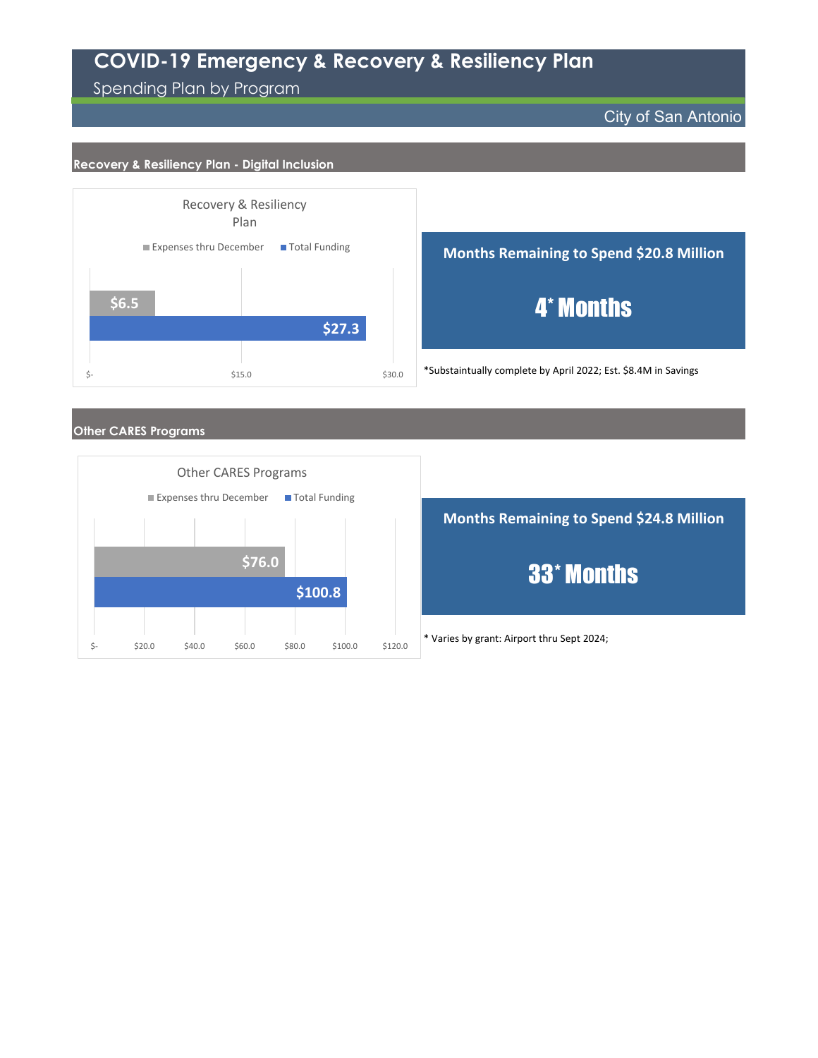# COVID-19 Emergency & Recovery & Resiliency Plan

Spending Plan by Program

City of San Antonio

## Recovery & Resiliency Plan - Digital Inclusion

**Recovery & Resiliency Plan**

| | Expenses thru December | Total Funding |
|---|---|---|
| Recovery & Resiliency Plan | $6.5 | $27.3 |

**Months Remaining to Spend $20.8 Million**

**4* Months**

*Substaintually complete by April 2022; Est. $8.4M in Savings

## Other CARES Programs

**Other CARES Programs**

| | Expenses thru December | Total Funding |
|---|---|---|
| Other CARES Programs | $76.0 | $100.8 |

**Months Remaining to Spend $24.8 Million**

**33* Months**

* Varies by grant: Airport thru Sept 2024;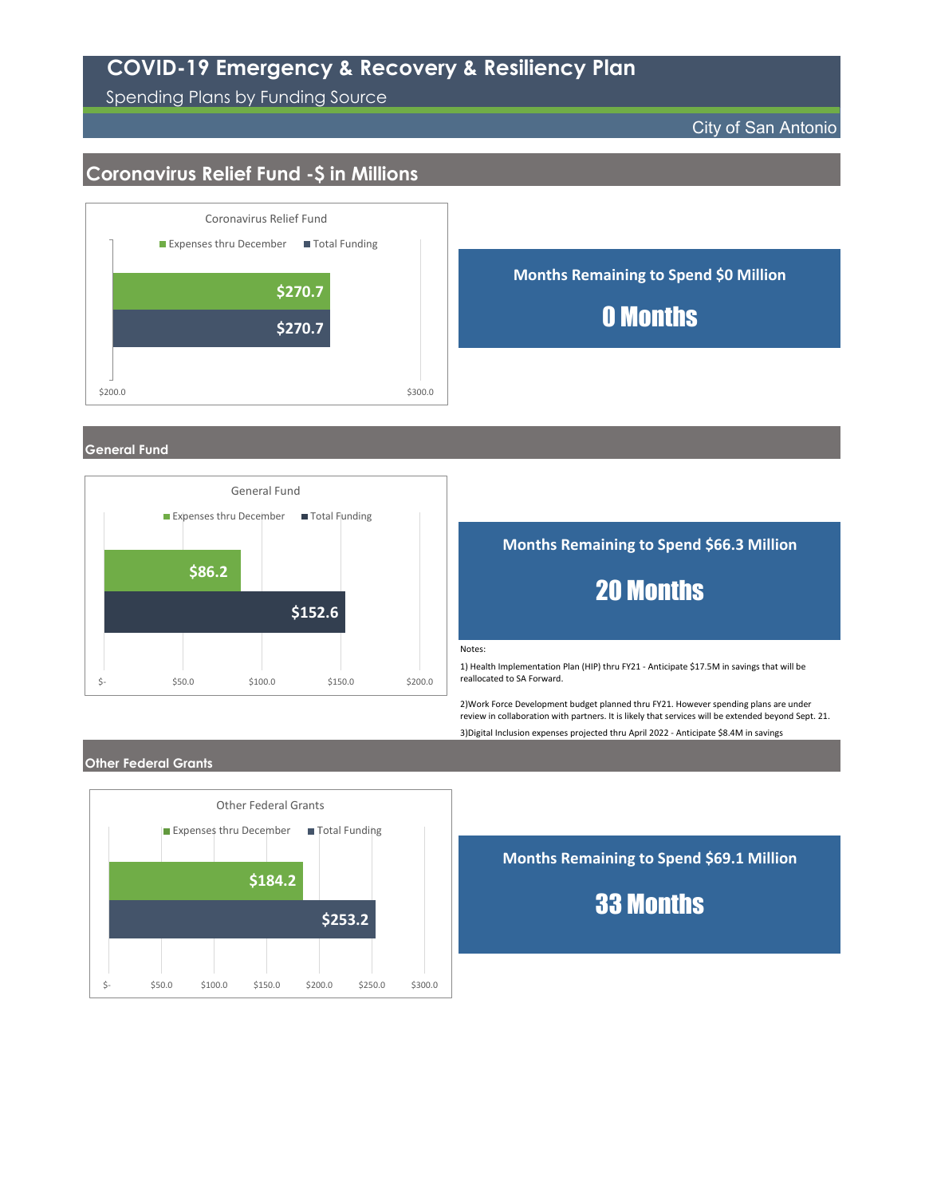# COVID-19 Emergency & Recovery & Resiliency Plan

Spending Plans by Funding Source

City of San Antonio

## Coronavirus Relief Fund -$ in Millions

**Coronavirus Relief Fund**

| | Expenses thru December | Total Funding |
|---|---|---|
| Coronavirus Relief Fund | $270.7 | $270.7 |

**Months Remaining to Spend $0 Million**

**0 Months**

## General Fund

**General Fund**

| | Expenses thru December | Total Funding |
|---|---|---|
| General Fund | $86.2 | $152.6 |

**Months Remaining to Spend $66.3 Million**

**20 Months**

Notes:

1) Health Implementation Plan (HIP) thru FY21 - Anticipate $17.5M in savings that will be reallocated to SA Forward.

2)Work Force Development budget planned thru FY21. However spending plans are under review in collaboration with partners. It is likely that services will be extended beyond Sept. 21.

3)Digital Inclusion expenses projected thru April 2022 - Anticipate $8.4M in savings

## Other Federal Grants

**Other Federal Grants**

| | Expenses thru December | Total Funding |
|---|---|---|
| Other Federal Grants | $184.2 | $253.2 |

**Months Remaining to Spend $69.1 Million**

**33 Months**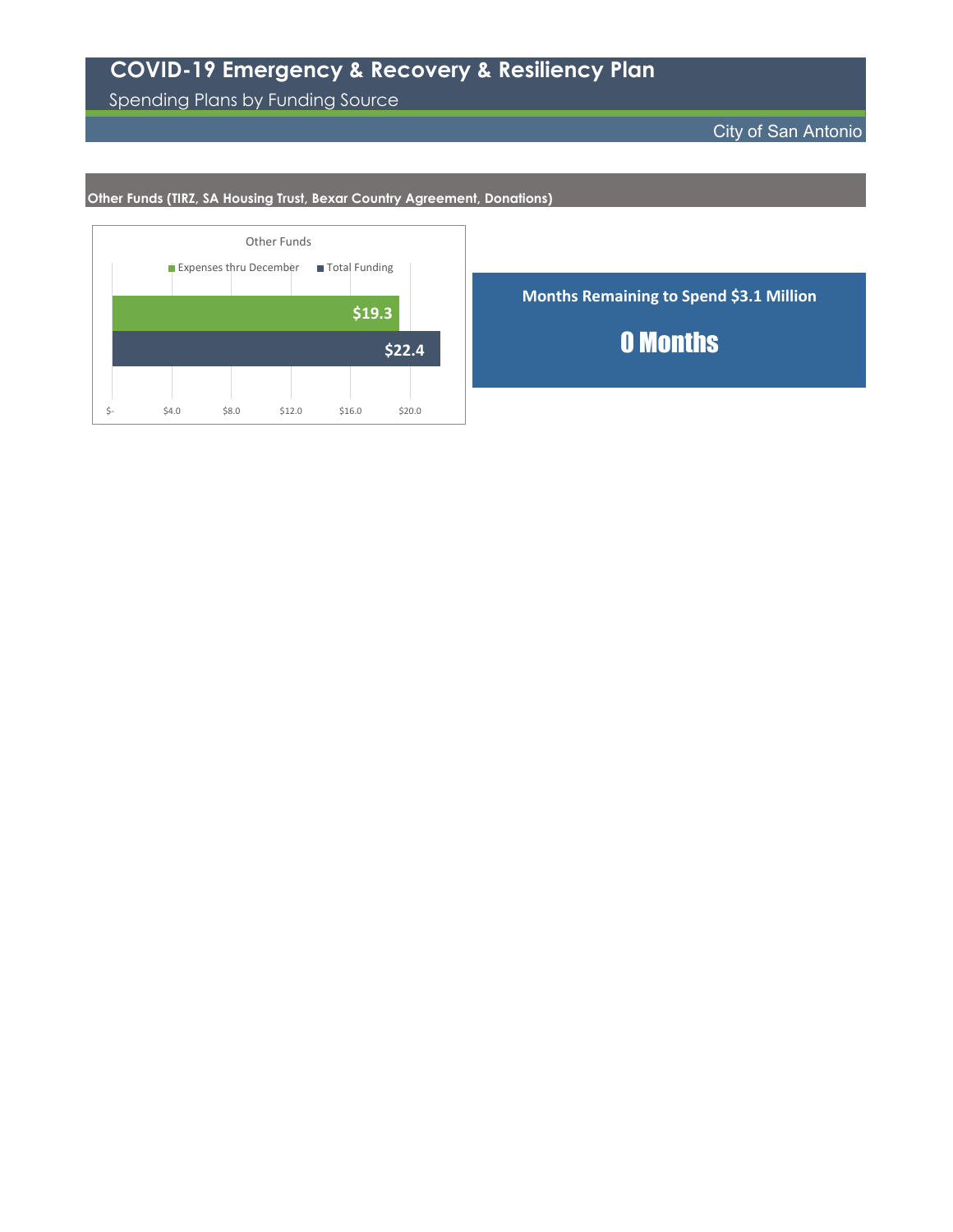# COVID-19 Emergency & Recovery & Resiliency Plan

Spending Plans by Funding Source

City of San Antonio

## Other Funds (TIRZ, SA Housing Trust, Bexar Country Agreement, Donations)

Other Funds

Expenses thru December

Total Funding

$19.3

$22.4

$-

$4.0

$8.0

$12.0

$16.0

$20.0

**Months Remaining to Spend $3.1 Million**

**0 Months**